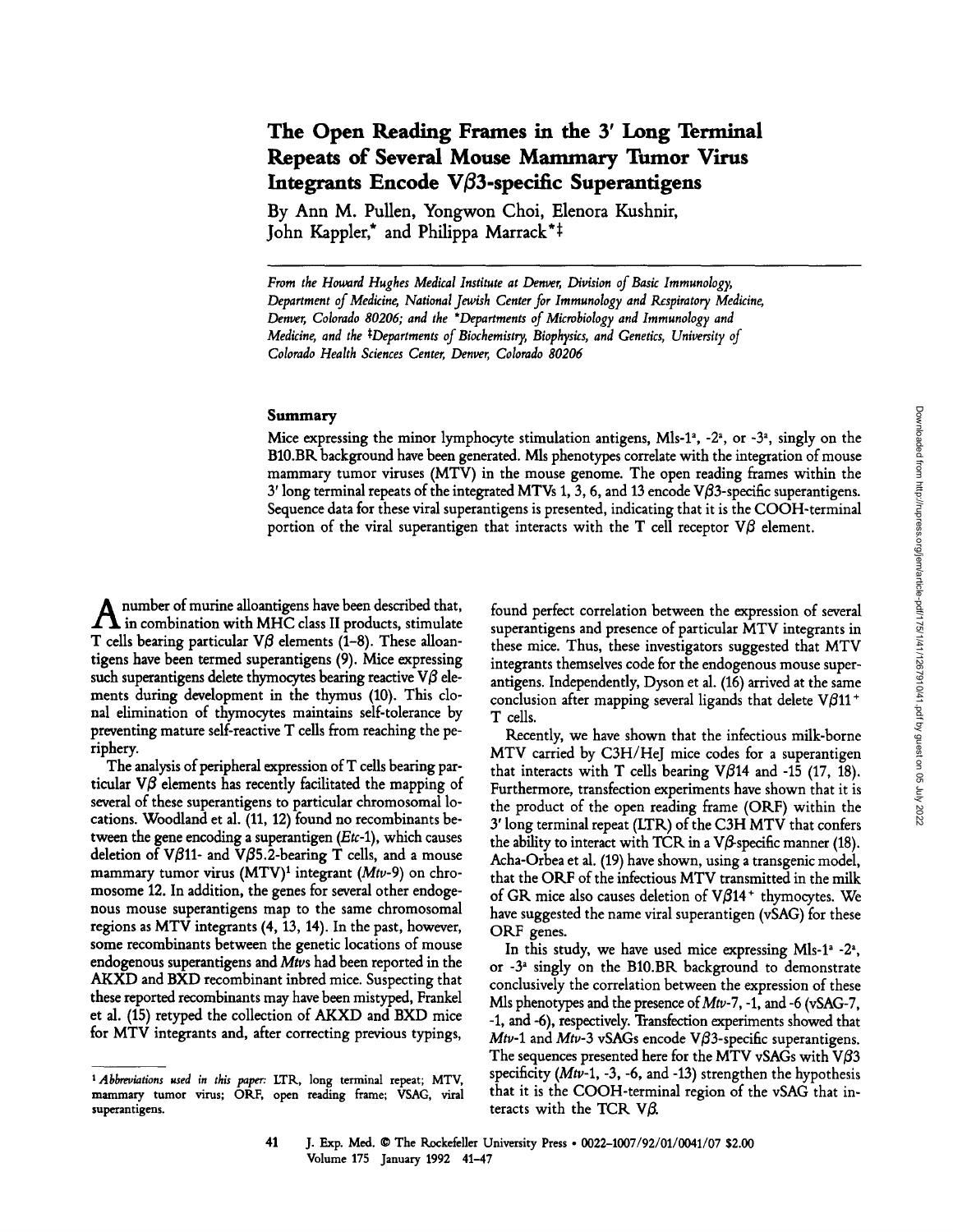# The Open Reading Frames in the 3′ Long Terminal Repeats of Several Mouse Mammary Tumor Virus Integrants Encode Vβ3-specific Superantigens

By Ann M. Pullen, Yongwon Choi, Elenora Kushnir, John Kappler,* and Philippa Marrack*‡

*From the Howard Hughes Medical Institute at Denver, Division of Basic Immunology, Department of Medicine, National Jewish Center for Immunology and Respiratory Medicine, Denver, Colorado 80206; and the *Departments of Microbiology and Immunology and Medicine, and the ‡Departments of Biochemistry, Biophysics, and Genetics, University of Colorado Health Sciences Center, Denver, Colorado 80206*

## Summary

Mice expressing the minor lymphocyte stimulation antigens, Mls-1[a], -2[a], or -3[a], singly on the B10.BR background have been generated. Mls phenotypes correlate with the integration of mouse mammary tumor viruses (MTV) in the mouse genome. The open reading frames within the 3′ long terminal repeats of the integrated MTVs 1, 3, 6, and 13 encode Vβ3-specific superantigens. Sequence data for these viral superantigens is presented, indicating that it is the COOH-terminal portion of the viral superantigen that interacts with the T cell receptor Vβ element.

A number of murine alloantigens have been described that, in combination with MHC class II products, stimulate T cells bearing particular Vβ elements (1–8). These alloantigens have been termed superantigens (9). Mice expressing such superantigens delete thymocytes bearing reactive Vβ elements during development in the thymus (10). This clonal elimination of thymocytes maintains self-tolerance by preventing mature self-reactive T cells from reaching the periphery.

The analysis of peripheral expression of T cells bearing particular Vβ elements has recently facilitated the mapping of several of these superantigens to particular chromosomal locations. Woodland et al. (11, 12) found no recombinants between the gene encoding a superantigen (*Etc*-1), which causes deletion of Vβ11- and Vβ5.2-bearing T cells, and a mouse mammary tumor virus (MTV)[1] integrant (*Mtv*-9) on chromosome 12. In addition, the genes for several other endogenous mouse superantigens map to the same chromosomal regions as MTV integrants (4, 13, 14). In the past, however, some recombinants between the genetic locations of mouse endogenous superantigens and *Mtv*s had been reported in the AKXD and BXD recombinant inbred mice. Suspecting that these reported recombinants may have been mistyped, Frankel et al. (15) retyped the collection of AKXD and BXD mice for MTV integrants and, after correcting previous typings, found perfect correlation between the expression of several superantigens and presence of particular MTV integrants in these mice. Thus, these investigators suggested that MTV integrants themselves code for the endogenous mouse superantigens. Independently, Dyson et al. (16) arrived at the same conclusion after mapping several ligands that delete Vβ11[+] T cells.

Recently, we have shown that the infectious milk-borne MTV carried by C3H/HeJ mice codes for a superantigen that interacts with T cells bearing Vβ14 and -15 (17, 18). Furthermore, transfection experiments have shown that it is the product of the open reading frame (ORF) within the 3′ long terminal repeat (LTR) of the C3H MTV that confers the ability to interact with TCR in a Vβ-specific manner (18). Acha-Orbea et al. (19) have shown, using a transgenic model, that the ORF of the infectious MTV transmitted in the milk of GR mice also causes deletion of Vβ14[+] thymocytes. We have suggested the name viral superantigen (vSAG) for these ORF genes.

In this study, we have used mice expressing Mls-1[a] -2[a], or -3[a] singly on the B10.BR background to demonstrate conclusively the correlation between the expression of these Mls phenotypes and the presence of *Mtv*-7, -1, and -6 (vSAG-7, -1, and -6), respectively. Transfection experiments showed that *Mtv*-1 and *Mtv*-3 vSAGs encode Vβ3-specific superantigens. The sequences presented here for the MTV vSAGs with Vβ3 specificity (*Mtv*-1, -3, -6, and -13) strengthen the hypothesis that it is the COOH-terminal region of the vSAG that interacts with the TCR Vβ.

[1] *Abbreviations used in this paper:* LTR, long terminal repeat; MTV, mammary tumor virus; ORF, open reading frame; VSAG, viral superantigens.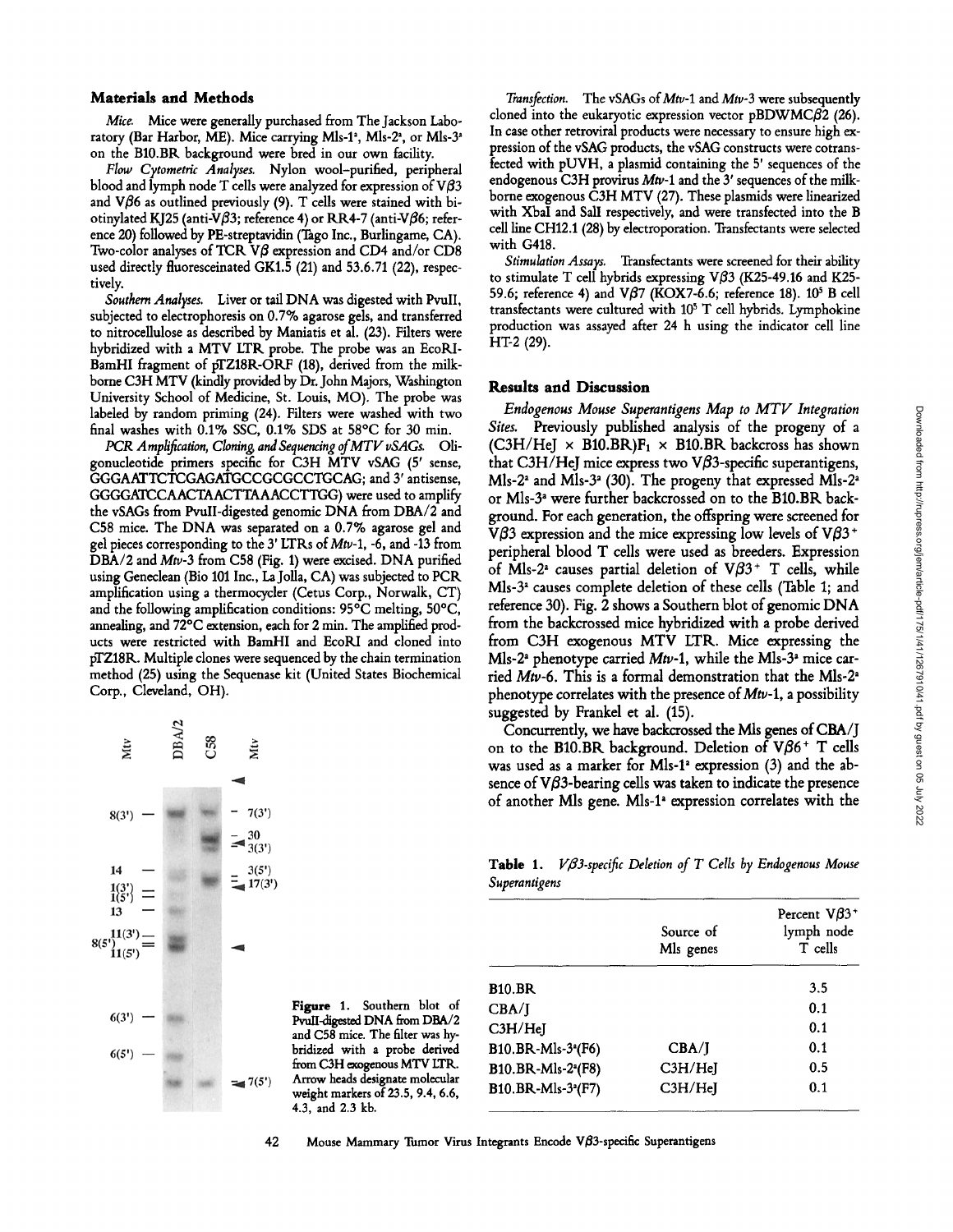## Materials and Methods

*Mice.* Mice were generally purchased from The Jackson Laboratory (Bar Harbor, ME). Mice carrying Mls-1[a], Mls-2[a], or Mls-3[a] on the B10.BR background were bred in our own facility.

*Flow Cytometric Analyses.* Nylon wool–purified, peripheral blood and lymph node T cells were analyzed for expression of V$\beta$3 and V$\beta$6 as outlined previously (9). T cells were stained with biotinylated KJ25 (anti-V$\beta$3; reference 4) or RR4-7 (anti-V$\beta$6; reference 20) followed by PE-streptavidin (Tago Inc., Burlingame, CA). Two-color analyses of TCR V$\beta$ expression and CD4 and/or CD8 used directly fluoresceinated GK1.5 (21) and 53.6.71 (22), respectively.

*Southern Analyses.* Liver or tail DNA was digested with PvuII, subjected to electrophoresis on 0.7% agarose gels, and transferred to nitrocellulose as described by Maniatis et al. (23). Filters were hybridized with a MTV LTR probe. The probe was an EcoRI-BamHI fragment of pTZ18R-ORF (18), derived from the milk-borne C3H MTV (kindly provided by Dr. John Majors, Washington University School of Medicine, St. Louis, MO). The probe was labeled by random priming (24). Filters were washed with two final washes with 0.1% SSC, 0.1% SDS at 58°C for 30 min.

*PCR Amplification, Cloning, and Sequencing of MTV vSAGs.* Oligonucleotide primers specific for C3H MTV vSAG (5′ sense, GGGAATTCTCGAGATGCCGCGCCTGCAG; and 3′ antisense, GGGGATCCAACTAACTTAAACCTTGG) were used to amplify the vSAGs from PvuII-digested genomic DNA from DBA/2 and C58 mice. The DNA was separated on a 0.7% agarose gel and gel pieces corresponding to the 3′ LTRs of *Mtv*-1, -6, and -13 from DBA/2 and *Mtv*-3 from C58 (Fig. 1) were excised. DNA purified using Geneclean (Bio 101 Inc., La Jolla, CA) was subjected to PCR amplification using a thermocycler (Cetus Corp., Norwalk, CT) and the following amplification conditions: 95°C melting, 50°C, annealing, and 72°C extension, each for 2 min. The amplified products were restricted with BamHI and EcoRI and cloned into pTZ18R. Multiple clones were sequenced by the chain termination method (25) using the Sequenase kit (United States Biochemical Corp., Cleveland, OH).

**Figure 1.** Southern blot of PvuII-digested DNA from DBA/2 and C58 mice. The filter was hybridized with a probe derived from C3H exogenous MTV LTR. Arrow heads designate molecular weight markers of 23.5, 9.4, 6.6, 4.3, and 2.3 kb.

*Transfection.* The vSAGs of *Mtv*-1 and *Mtv*-3 were subsequently cloned into the eukaryotic expression vector pBDWMC$\beta$2 (26). In case other retroviral products were necessary to ensure high expression of the vSAG products, the vSAG constructs were cotransfected with pUVH, a plasmid containing the 5′ sequences of the endogenous C3H provirus *Mtv*-1 and the 3′ sequences of the milk-borne exogenous C3H MTV (27). These plasmids were linearized with XbaI and SalI respectively, and were transfected into the B cell line CH12.1 (28) by electroporation. Transfectants were selected with G418.

*Stimulation Assays.* Transfectants were screened for their ability to stimulate T cell hybrids expressing V$\beta$3 (K25-49.16 and K25-59.6; reference 4) and V$\beta$7 (KOX7-6.6; reference 18). $10^5$ B cell transfectants were cultured with $10^5$ T cell hybrids. Lymphokine production was assayed after 24 h using the indicator cell line HT-2 (29).

## Results and Discussion

*Endogenous Mouse Superantigens Map to MTV Integration Sites.* Previously published analysis of the progeny of a (C3H/HeJ × B10.BR)F₁ × B10.BR backcross has shown that C3H/HeJ mice express two V$\beta$3-specific superantigens, Mls-2[a] and Mls-3[a] (30). The progeny that expressed Mls-2[a] or Mls-3[a] were further backcrossed on to the B10.BR background. For each generation, the offspring were screened for V$\beta$3 expression and the mice expressing low levels of V$\beta$3[+] peripheral blood T cells were used as breeders. Expression of Mls-2[a] causes partial deletion of V$\beta$3[+] T cells, while Mls-3[a] causes complete deletion of these cells (Table 1; and reference 30). Fig. 2 shows a Southern blot of genomic DNA from the backcrossed mice hybridized with a probe derived from C3H exogenous MTV LTR. Mice expressing the Mls-2[a] phenotype carried *Mtv*-1, while the Mls-3[a] mice carried *Mtv*-6. This is a formal demonstration that the Mls-2[a] phenotype correlates with the presence of *Mtv*-1, a possibility suggested by Frankel et al. (15).

Concurrently, we have backcrossed the Mls genes of CBA/J on to the B10.BR background. Deletion of V$\beta$6[+] T cells was used as a marker for Mls-1[a] expression (3) and the absence of V$\beta$3-bearing cells was taken to indicate the presence of another Mls gene. Mls-1[a] expression correlates with the

**Table 1.** *V$\beta$3-specific Deletion of T Cells by Endogenous Mouse Superantigens*

| | Source of Mls genes | Percent V$\beta$3[+] lymph node T cells |
|---|---|---|
| B10.BR | | 3.5 |
| CBA/J | | 0.1 |
| C3H/HeJ | | 0.1 |
| B10.BR-Mls-3[a](F6) | CBA/J | 0.1 |
| B10.BR-Mls-2[a](F8) | C3H/HeJ | 0.5 |
| B10.BR-Mls-3[a](F7) | C3H/HeJ | 0.1 |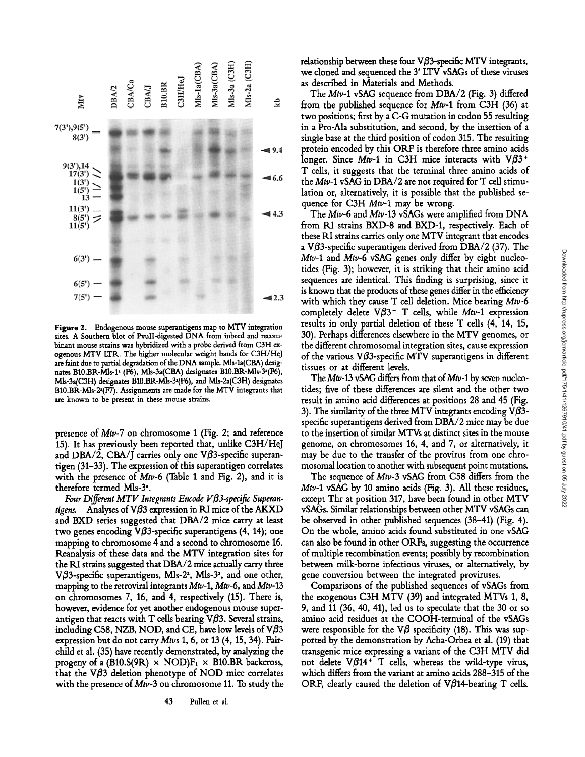**Figure 2.** Endogenous mouse superantigens map to MTV integration sites. A Southern blot of PvuII-digested DNA from inbred and recombinant mouse strains was hybridized with a probe derived from C3H exogenous MTV LTR. The higher molecular weight bands for C3H/HeJ are faint due to partial degradation of the DNA sample. Mls-1a(CBA) designates B10.BR-Mls-1[a] (F6), Mls-3a(CBA) designates B10.BR-Mls-3[a](F6), Mls-3a(C3H) designates B10.BR-Mls-3[a](F6), and Mls-2a(C3H) designates B10.BR-Mls-2[a](F7). Assignments are made for the MTV integrants that are known to be present in these mouse strains.

presence of *Mtv*-7 on chromosome 1 (Fig. 2; and reference 15). It has previously been reported that, unlike C3H/HeJ and DBA/2, CBA/J carries only one Vβ3-specific superantigen (31–33). The expression of this superantigen correlates with the presence of *Mtv*-6 (Table 1 and Fig. 2), and it is therefore termed Mls-3[a].

*Four Different MTV Integrants Encode Vβ3-specific Superantigens.* Analyses of Vβ3 expression in RI mice of the AKXD and BXD series suggested that DBA/2 mice carry at least two genes encoding Vβ3-specific superantigens (4, 14); one mapping to chromosome 4 and a second to chromosome 16. Reanalysis of these data and the MTV integration sites for the RI strains suggested that DBA/2 mice actually carry three Vβ3-specific superantigens, Mls-2[a], Mls-3[a], and one other, mapping to the retroviral integrants *Mtv*-1, *Mtv*-6, and *Mtv*-13 on chromosomes 7, 16, and 4, respectively (15). There is, however, evidence for yet another endogenous mouse superantigen that reacts with T cells bearing Vβ3. Several strains, including C58, NZB, NOD, and CE, have low levels of Vβ3 expression but do not carry *Mtv*s 1, 6, or 13 (4, 15, 34). Fairchild et al. (35) have recently demonstrated, by analyzing the progeny of a (B10.S(9R) × NOD)$F_1$ × B10.BR backcross, that the Vβ3 deletion phenotype of NOD mice correlates with the presence of *Mtv*-3 on chromosome 11. To study the relationship between these four Vβ3-specific MTV integrants, we cloned and sequenced the 3′ LTV vSAGs of these viruses as described in Materials and Methods.

The *Mtv*-1 vSAG sequence from DBA/2 (Fig. 3) differed from the published sequence for *Mtv*-1 from C3H (36) at two positions; first by a C-G mutation in codon 55 resulting in a Pro-Ala substitution, and second, by the insertion of a single base at the third position of codon 315. The resulting protein encoded by this ORF is therefore three amino acids longer. Since *Mtv*-1 in C3H mice interacts with Vβ3[+] T cells, it suggests that the terminal three amino acids of the *Mtv*-1 vSAG in DBA/2 are not required for T cell stimulation or, alternatively, it is possible that the published sequence for C3H *Mtv*-1 may be wrong.

The *Mtv*-6 and *Mtv*-13 vSAGs were amplified from DNA from RI strains BXD-8 and BXD-1, respectively. Each of these RI strains carries only one MTV integrant that encodes a Vβ3-specific superantigen derived from DBA/2 (37). The *Mtv*-1 and *Mtv*-6 vSAG genes only differ by eight nucleotides (Fig. 3); however, it is striking that their amino acid sequences are identical. This finding is surprising, since it is known that the products of these genes differ in the efficiency with which they cause T cell deletion. Mice bearing *Mtv*-6 completely delete Vβ3[+] T cells, while *Mtv*-1 expression results in only partial deletion of these T cells (4, 14, 15, 30). Perhaps differences elsewhere in the MTV genomes, or the different chromosomal integration sites, cause expression of the various Vβ3-specific MTV superantigens in different tissues or at different levels.

The *Mtv*-13 vSAG differs from that of *Mtv*-1 by seven nucleotides; five of these differences are silent and the other two result in amino acid differences at positions 28 and 45 (Fig. 3). The similarity of the three MTV integrants encoding Vβ3-specific superantigens derived from DBA/2 mice may be due to the insertion of similar MTVs at distinct sites in the mouse genome, on chromosomes 16, 4, and 7, or alternatively, it may be due to the transfer of the provirus from one chromosomal location to another with subsequent point mutations.

The sequence of *Mtv*-3 vSAG from C58 differs from the *Mtv*-1 vSAG by 10 amino acids (Fig. 3). All these residues, except Thr at position 317, have been found in other MTV vSAGs. Similar relationships between other MTV vSAGs can be observed in other published sequences (38–41) (Fig. 4). On the whole, amino acids found substituted in one vSAG can also be found in other ORFs, suggesting the occurrence of multiple recombination events; possibly by recombination between milk-borne infectious viruses, or alternatively, by gene conversion between the integrated proviruses.

Comparisons of the published sequences of vSAGs from the exogenous C3H MTV (39) and integrated MTVs 1, 8, 9, and 11 (36, 40, 41), led us to speculate that the 30 or so amino acid residues at the COOH-terminal of the vSAGs were responsible for the Vβ specificity (18). This was supported by the demonstration by Acha-Orbea et al. (19) that transgenic mice expressing a variant of the C3H MTV did not delete Vβ14[+] T cells, whereas the wild-type virus, which differs from the variant at amino acids 288–315 of the ORF, clearly caused the deletion of Vβ14-bearing T cells.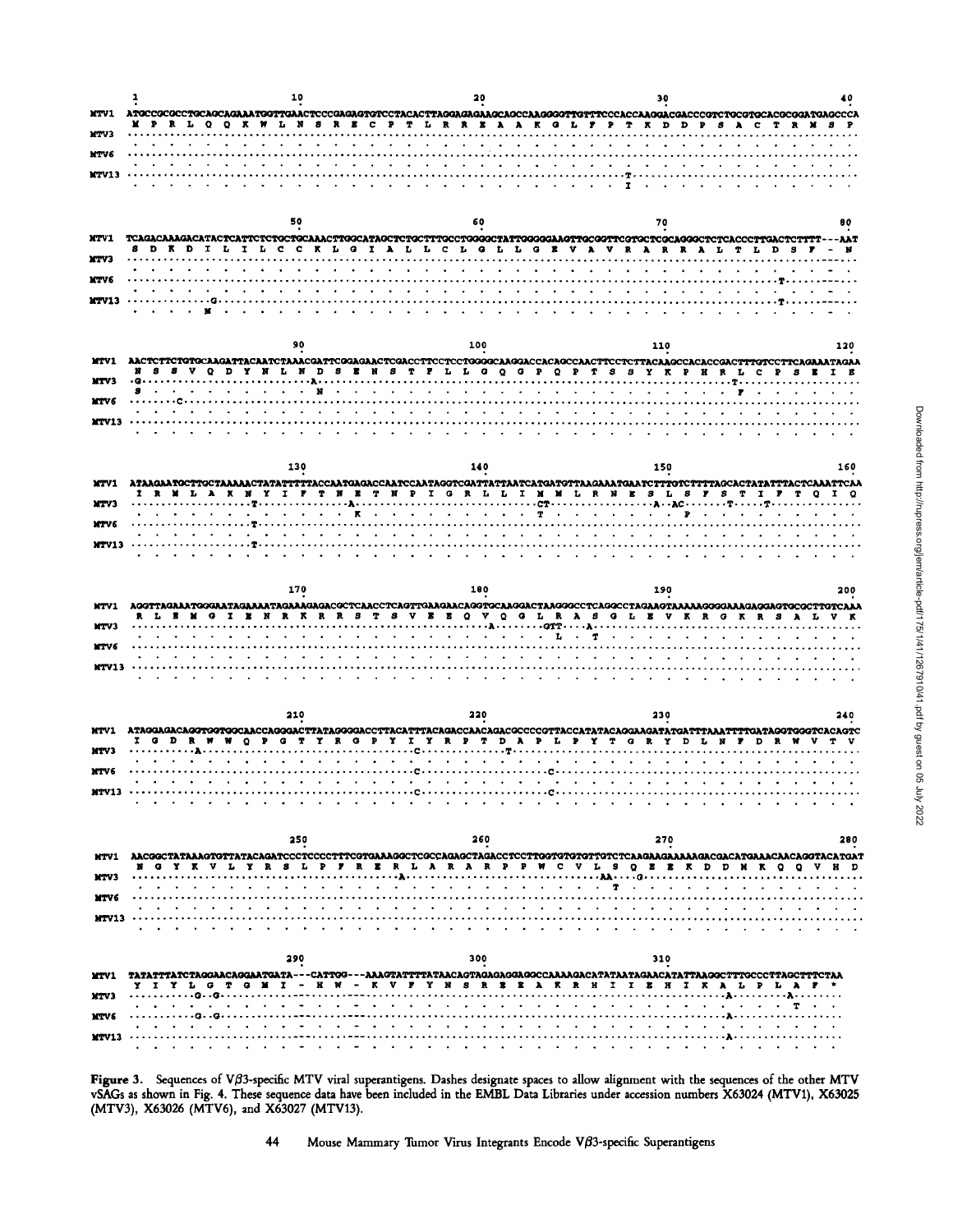Figure 3. Sequences of Vβ3-specific MTV viral superantigens. Dashes designate spaces to allow alignment with the sequences of the other MTV vSAGs as shown in Fig. 4. These sequence data have been included in the EMBL Data Libraries under accession numbers X63024 (MTV1), X63025 (MTV3), X63026 (MTV6), and X63027 (MTV13).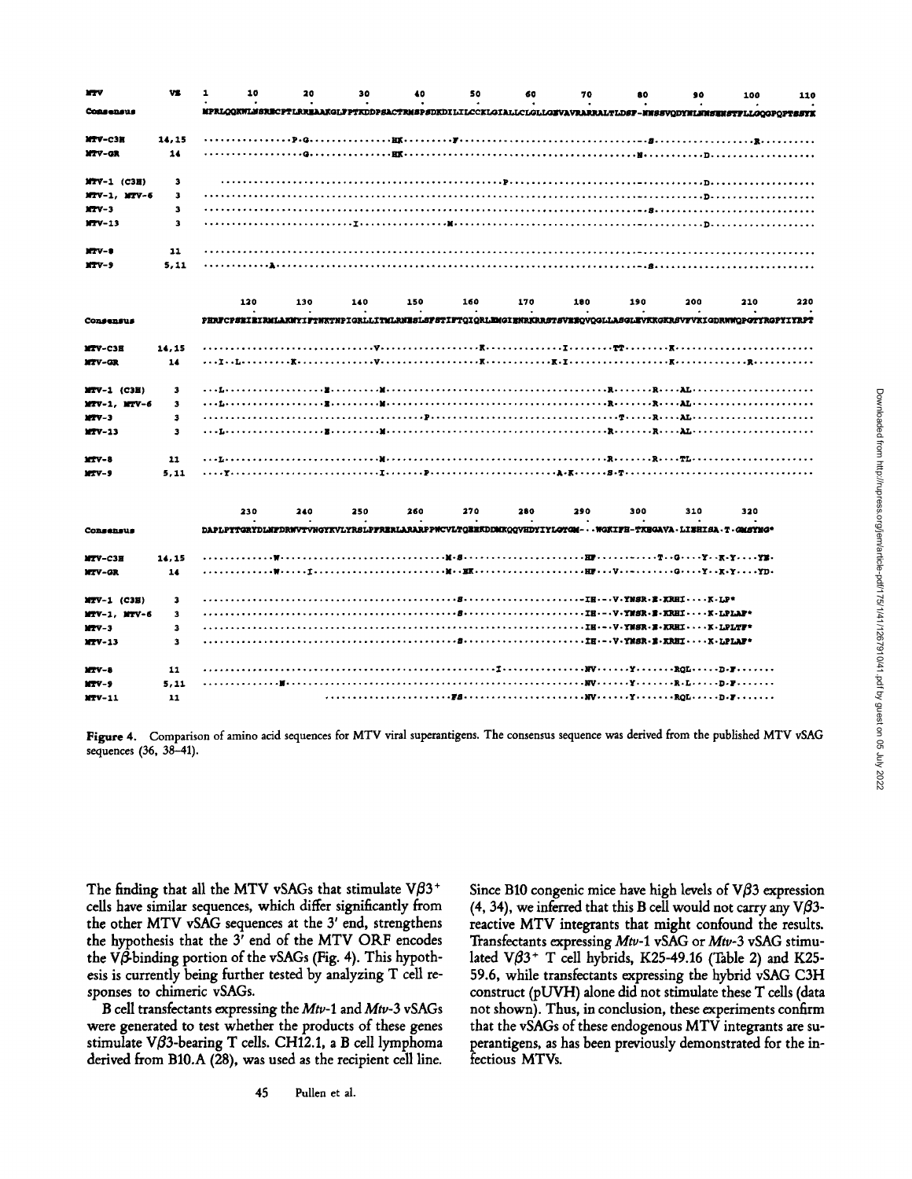**Figure 4.** Comparison of amino acid sequences for MTV viral superantigens. The consensus sequence was derived from the published MTV vSAG sequences (36, 38–41).

The finding that all the MTV vSAGs that stimulate Vβ3[+] cells have similar sequences, which differ significantly from the other MTV vSAG sequences at the 3′ end, strengthens the hypothesis that the 3′ end of the MTV ORF encodes the Vβ-binding portion of the vSAGs (Fig. 4). This hypothesis is currently being further tested by analyzing T cell responses to chimeric vSAGs.

B cell transfectants expressing the *Mtv*-1 and *Mtv*-3 vSAGs were generated to test whether the products of these genes stimulate Vβ3-bearing T cells. CH12.1, a B cell lymphoma derived from B10.A (28), was used as the recipient cell line. Since B10 congenic mice have high levels of Vβ3 expression (4, 34), we inferred that this B cell would not carry any Vβ3-reactive MTV integrants that might confound the results. Transfectants expressing *Mtv*-1 vSAG or *Mtv*-3 vSAG stimulated Vβ3[+] T cell hybrids, K25-49.16 (Table 2) and K25-59.6, while transfectants expressing the hybrid vSAG C3H construct (pUVH) alone did not stimulate these T cells (data not shown). Thus, in conclusion, these experiments confirm that the vSAGs of these endogenous MTV integrants are superantigens, as has been previously demonstrated for the infectious MTVs.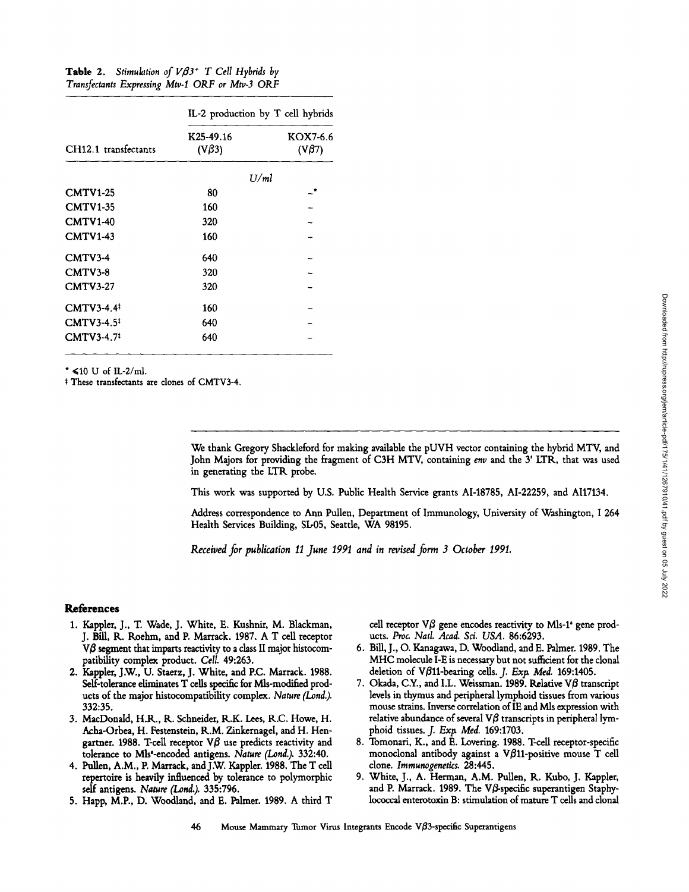**Table 2.** *Stimulation of $V\beta3^+$ T Cell Hybrids by Transfectants Expressing Mtv-1 ORF or Mtv-3 ORF*

| CH12.1 transfectants | IL-2 production by T cell hybrids | |
|---|---|---|
| | K25-49.16 ($V\beta3$) | KOX7-6.6 ($V\beta7$) |
| | *U/ml* | |
| CMTV1-25 | 80 | –* |
| CMTV1-35 | 160 | – |
| CMTV1-40 | 320 | – |
| CMTV1-43 | 160 | – |
| CMTV3-4 | 640 | – |
| CMTV3-8 | 320 | – |
| CMTV3-27 | 320 | – |
| CMTV3-4.4‡ | 160 | – |
| CMTV3-4.5‡ | 640 | – |
| CMTV3-4.7‡ | 640 | – |

* ≤10 U of IL-2/ml.

‡ These transfectants are clones of CMTV3-4.

---

We thank Gregory Shackleford for making available the pUVH vector containing the hybrid MTV, and John Majors for providing the fragment of C3H MTV, containing *env* and the 3' LTR, that was used in generating the LTR probe.

This work was supported by U.S. Public Health Service grants AI-18785, AI-22259, and AI17134.

Address correspondence to Ann Pullen, Department of Immunology, University of Washington, I 264 Health Services Building, SL-05, Seattle, WA 98195.

*Received for publication 11 June 1991 and in revised form 3 October 1991.*

## References

1. Kappler, J., T. Wade, J. White, E. Kushnir, M. Blackman, J. Bill, R. Roehm, and P. Marrack. 1987. A T cell receptor Vβ segment that imparts reactivity to a class II major histocompatibility complex product. *Cell.* 49:263.
2. Kappler, J.W., U. Staerz, J. White, and P.C. Marrack. 1988. Self-tolerance eliminates T cells specific for Mls-modified products of the major histocompatibility complex. *Nature (Lond.).* 332:35.
3. MacDonald, H.R., R. Schneider, R.K. Lees, R.C. Howe, H. Acha-Orbea, H. Festenstein, R.M. Zinkernagel, and H. Hengartner. 1988. T-cell receptor Vβ use predicts reactivity and tolerance to Mls^a^-encoded antigens. *Nature (Lond.).* 332:40.
4. Pullen, A.M., P. Marrack, and J.W. Kappler. 1988. The T cell repertoire is heavily influenced by tolerance to polymorphic self antigens. *Nature (Lond.).* 335:796.
5. Happ, M.P., D. Woodland, and E. Palmer. 1989. A third T cell receptor Vβ gene encodes reactivity to Mls-1^a^ gene products. *Proc. Natl. Acad. Sci. USA.* 86:6293.
6. Bill, J., O. Kanagawa, D. Woodland, and E. Palmer. 1989. The MHC molecule I-E is necessary but not sufficient for the clonal deletion of Vβ11-bearing cells. *J. Exp. Med.* 169:1405.
7. Okada, C.Y., and I.L. Weissman. 1989. Relative Vβ transcript levels in thymus and peripheral lymphoid tissues from various mouse strains. Inverse correlation of IE and Mls expression with relative abundance of several Vβ transcripts in peripheral lymphoid tissues. *J. Exp. Med.* 169:1703.
8. Tomonari, K., and E. Lovering. 1988. T-cell receptor-specific monoclonal antibody against a Vβ11-positive mouse T cell clone. *Immunogenetics.* 28:445.
9. White, J., A. Herman, A.M. Pullen, R. Kubo, J. Kappler, and P. Marrack. 1989. The Vβ-specific superantigen Staphylococcal enterotoxin B: stimulation of mature T cells and clonal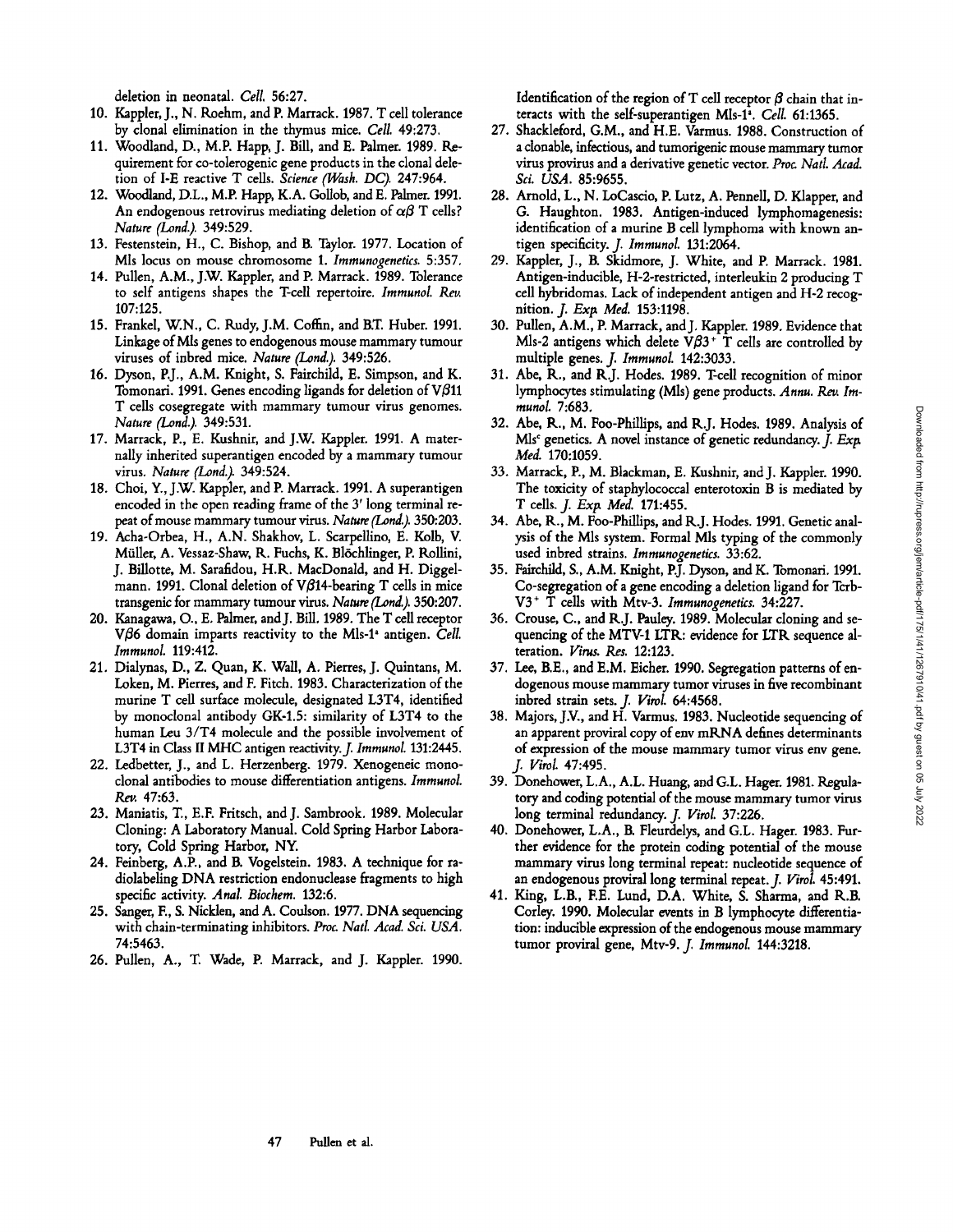deletion in neonatal. *Cell.* 56:27.

10. Kappler, J., N. Roehm, and P. Marrack. 1987. T cell tolerance by clonal elimination in the thymus mice. *Cell.* 49:273.
11. Woodland, D., M.P. Happ, J. Bill, and E. Palmer. 1989. Requirement for co-tolerogenic gene products in the clonal deletion of I-E reactive T cells. *Science (Wash. DC).* 247:964.
12. Woodland, D.L., M.P. Happ, K.A. Gollob, and E. Palmer. 1991. An endogenous retrovirus mediating deletion of $\alpha\beta$ T cells? *Nature (Lond.).* 349:529.
13. Festenstein, H., C. Bishop, and B. Taylor. 1977. Location of Mls locus on mouse chromosome 1. *Immunogenetics.* 5:357.
14. Pullen, A.M., J.W. Kappler, and P. Marrack. 1989. Tolerance to self antigens shapes the T-cell repertoire. *Immunol. Rev.* 107:125.
15. Frankel, W.N., C. Rudy, J.M. Coffin, and B.T. Huber. 1991. Linkage of Mls genes to endogenous mouse mammary tumour viruses of inbred mice. *Nature (Lond.).* 349:526.
16. Dyson, P.J., A.M. Knight, S. Fairchild, E. Simpson, and K. Tomonari. 1991. Genes encoding ligands for deletion of V$\beta$11 T cells cosegregate with mammary tumour virus genomes. *Nature (Lond.).* 349:531.
17. Marrack, P., E. Kushnir, and J.W. Kappler. 1991. A maternally inherited superantigen encoded by a mammary tumour virus. *Nature (Lond.).* 349:524.
18. Choi, Y., J.W. Kappler, and P. Marrack. 1991. A superantigen encoded in the open reading frame of the 3' long terminal repeat of mouse mammary tumour virus. *Nature (Lond.).* 350:203.
19. Acha-Orbea, H., A.N. Shakhov, L. Scarpellino, E. Kolb, V. Müller, A. Vessaz-Shaw, R. Fuchs, K. Blöchlinger, P. Rollini, J. Billotte, M. Sarafidou, H.R. MacDonald, and H. Diggelmann. 1991. Clonal deletion of V$\beta$14-bearing T cells in mice transgenic for mammary tumour virus. *Nature (Lond.).* 350:207.
20. Kanagawa, O., E. Palmer, and J. Bill. 1989. The T cell receptor V$\beta$6 domain imparts reactivity to the Mls-1$^a$ antigen. *Cell. Immunol.* 119:412.
21. Dialynas, D., Z. Quan, K. Wall, A. Pierres, J. Quintans, M. Loken, M. Pierres, and F. Fitch. 1983. Characterization of the murine T cell surface molecule, designated L3T4, identified by monoclonal antibody GK-1.5: similarity of L3T4 to the human Leu 3/T4 molecule and the possible involvement of L3T4 in Class II MHC antigen reactivity. *J. Immunol.* 131:2445.
22. Ledbetter, J., and L. Herzenberg. 1979. Xenogeneic monoclonal antibodies to mouse differentiation antigens. *Immunol. Rev.* 47:63.
23. Maniatis, T., E.F. Fritsch, and J. Sambrook. 1989. Molecular Cloning: A Laboratory Manual. Cold Spring Harbor Laboratory, Cold Spring Harbor, NY.
24. Feinberg, A.P., and B. Vogelstein. 1983. A technique for radiolabeling DNA restriction endonuclease fragments to high specific activity. *Anal. Biochem.* 132:6.
25. Sanger, F., S. Nicklen, and A. Coulson. 1977. DNA sequencing with chain-terminating inhibitors. *Proc. Natl. Acad. Sci. USA.* 74:5463.
26. Pullen, A., T. Wade, P. Marrack, and J. Kappler. 1990. Identification of the region of T cell receptor $\beta$ chain that interacts with the self-superantigen Mls-1$^a$. *Cell.* 61:1365.
27. Shackleford, G.M., and H.E. Varmus. 1988. Construction of a clonable, infectious, and tumorigenic mouse mammary tumor virus provirus and a derivative genetic vector. *Proc. Natl. Acad. Sci. USA.* 85:9655.
28. Arnold, L., N. LoCascio, P. Lutz, A. Pennell, D. Klapper, and G. Haughton. 1983. Antigen-induced lymphomagenesis: identification of a murine B cell lymphoma with known antigen specificity. *J. Immunol.* 131:2064.
29. Kappler, J., B. Skidmore, J. White, and P. Marrack. 1981. Antigen-inducible, H-2-restricted, interleukin 2 producing T cell hybridomas. Lack of independent antigen and H-2 recognition. *J. Exp. Med.* 153:1198.
30. Pullen, A.M., P. Marrack, and J. Kappler. 1989. Evidence that Mls-2 antigens which delete V$\beta$3$^+$ T cells are controlled by multiple genes. *J. Immunol.* 142:3033.
31. Abe, R., and R.J. Hodes. 1989. T-cell recognition of minor lymphocytes stimulating (Mls) gene products. *Annu. Rev. Immunol.* 7:683.
32. Abe, R., M. Foo-Phillips, and R.J. Hodes. 1989. Analysis of Mls$^c$ genetics. A novel instance of genetic redundancy. *J. Exp. Med.* 170:1059.
33. Marrack, P., M. Blackman, E. Kushnir, and J. Kappler. 1990. The toxicity of staphylococcal enterotoxin B is mediated by T cells. *J. Exp. Med.* 171:455.
34. Abe, R., M. Foo-Phillips, and R.J. Hodes. 1991. Genetic analysis of the Mls system. Formal Mls typing of the commonly used inbred strains. *Immunogenetics.* 33:62.
35. Fairchild, S., A.M. Knight, P.J. Dyson, and K. Tomonari. 1991. Co-segregation of a gene encoding a deletion ligand for Tcrb-V3$^+$ T cells with Mtv-3. *Immunogenetics.* 34:227.
36. Crouse, C., and R.J. Pauley. 1989. Molecular cloning and sequencing of the MTV-1 LTR: evidence for LTR sequence alteration. *Virus. Res.* 12:123.
37. Lee, B.E., and E.M. Eicher. 1990. Segregation patterns of endogenous mouse mammary tumor viruses in five recombinant inbred strain sets. *J. Virol.* 64:4568.
38. Majors, J.V., and H. Varmus. 1983. Nucleotide sequencing of an apparent proviral copy of env mRNA defines determinants of expression of the mouse mammary tumor virus env gene. *J. Virol.* 47:495.
39. Donehower, L.A., A.L. Huang, and G.L. Hager. 1981. Regulatory and coding potential of the mouse mammary tumor virus long terminal redundancy. *J. Virol.* 37:226.
40. Donehower, L.A., B. Fleurdelys, and G.L. Hager. 1983. Further evidence for the protein coding potential of the mouse mammary virus long terminal repeat: nucleotide sequence of an endogenous proviral long terminal repeat. *J. Virol.* 45:491.
41. King, L.B., F.E. Lund, D.A. White, S. Sharma, and R.B. Corley. 1990. Molecular events in B lymphocyte differentiation: inducible expression of the endogenous mouse mammary tumor proviral gene, Mtv-9. *J. Immunol.* 144:3218.